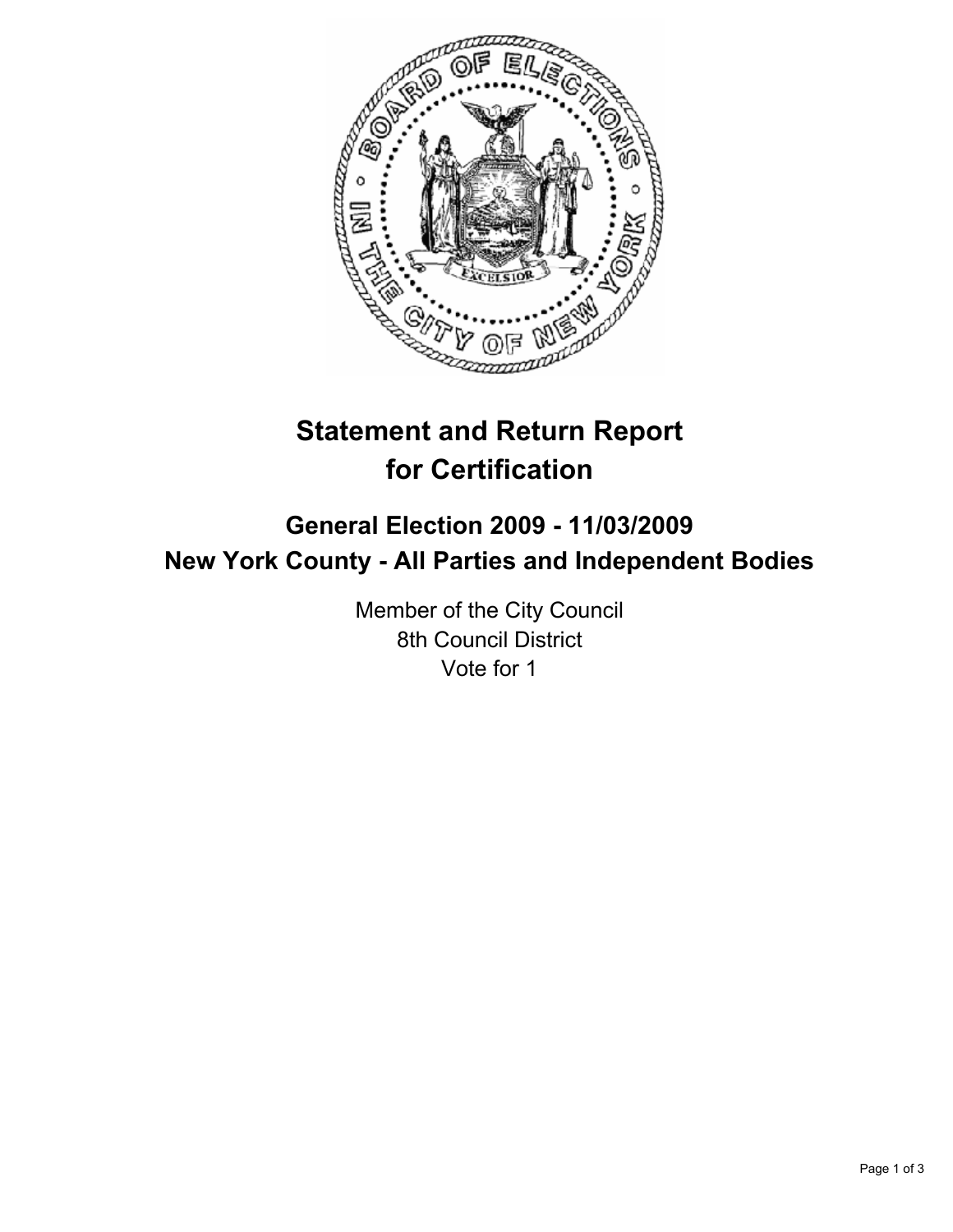# Statement and Return Report for Certification

## General Election 2009 - 11/03/2009
## New York County - All Parties and Independent Bodies

Member of the City Council
8th Council District
Vote for 1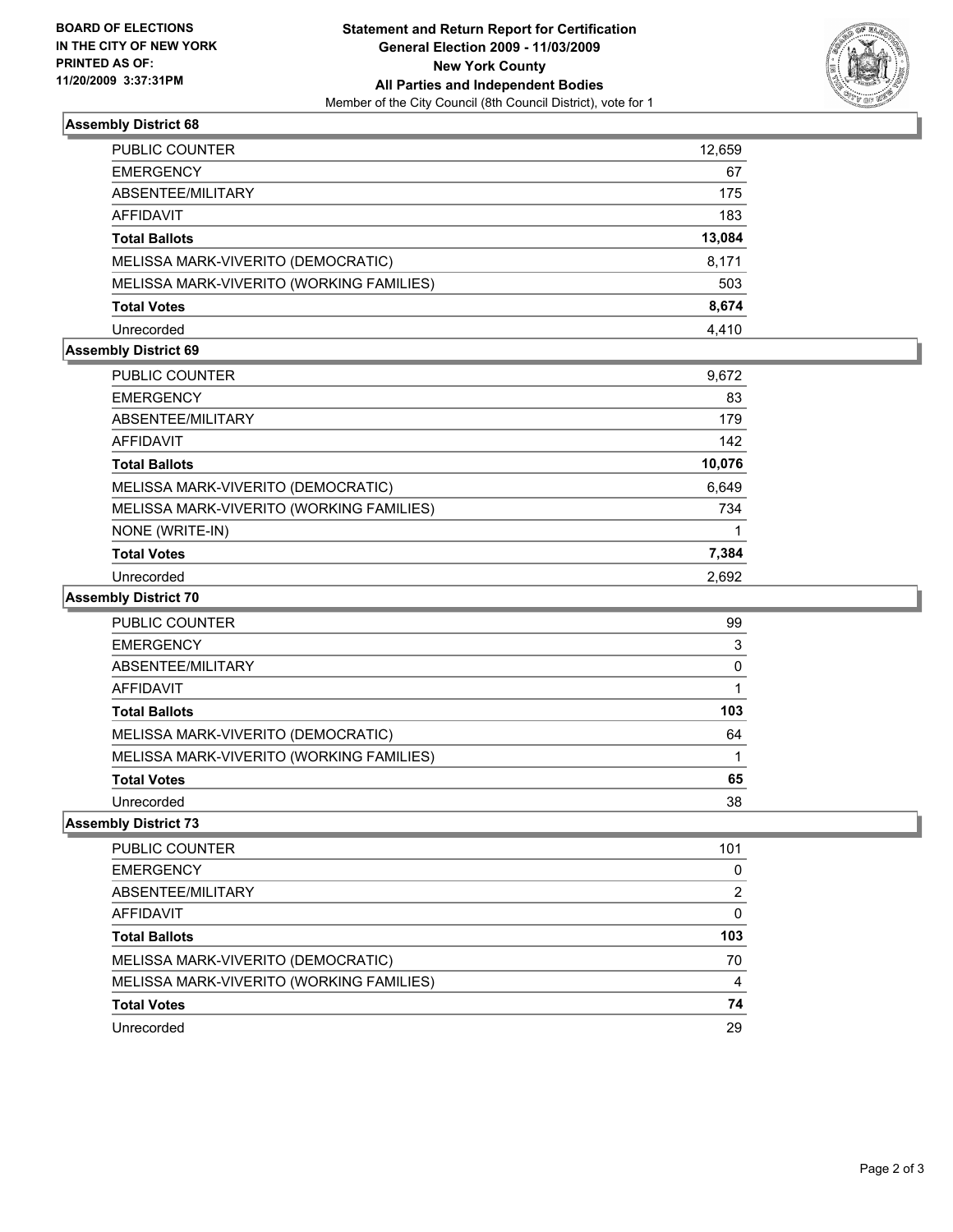**BOARD OF ELECTIONS IN THE CITY OF NEW YORK PRINTED AS OF: 11/20/2009 3:37:31PM**

**Statement and Return Report for Certification General Election 2009 - 11/03/2009 New York County All Parties and Independent Bodies**

Member of the City Council (8th Council District), vote for 1

### Assembly District 68

| | |
|---|---|
| PUBLIC COUNTER | 12,659 |
| EMERGENCY | 67 |
| ABSENTEE/MILITARY | 175 |
| AFFIDAVIT | 183 |
| **Total Ballots** | **13,084** |
| MELISSA MARK-VIVERITO (DEMOCRATIC) | 8,171 |
| MELISSA MARK-VIVERITO (WORKING FAMILIES) | 503 |
| **Total Votes** | **8,674** |
| Unrecorded | 4,410 |

### Assembly District 69

| | |
|---|---|
| PUBLIC COUNTER | 9,672 |
| EMERGENCY | 83 |
| ABSENTEE/MILITARY | 179 |
| AFFIDAVIT | 142 |
| **Total Ballots** | **10,076** |
| MELISSA MARK-VIVERITO (DEMOCRATIC) | 6,649 |
| MELISSA MARK-VIVERITO (WORKING FAMILIES) | 734 |
| NONE (WRITE-IN) | 1 |
| **Total Votes** | **7,384** |
| Unrecorded | 2,692 |

### Assembly District 70

| | |
|---|---|
| PUBLIC COUNTER | 99 |
| EMERGENCY | 3 |
| ABSENTEE/MILITARY | 0 |
| AFFIDAVIT | 1 |
| **Total Ballots** | **103** |
| MELISSA MARK-VIVERITO (DEMOCRATIC) | 64 |
| MELISSA MARK-VIVERITO (WORKING FAMILIES) | 1 |
| **Total Votes** | **65** |
| Unrecorded | 38 |

### Assembly District 73

| | |
|---|---|
| PUBLIC COUNTER | 101 |
| EMERGENCY | 0 |
| ABSENTEE/MILITARY | 2 |
| AFFIDAVIT | 0 |
| **Total Ballots** | **103** |
| MELISSA MARK-VIVERITO (DEMOCRATIC) | 70 |
| MELISSA MARK-VIVERITO (WORKING FAMILIES) | 4 |
| **Total Votes** | **74** |
| Unrecorded | 29 |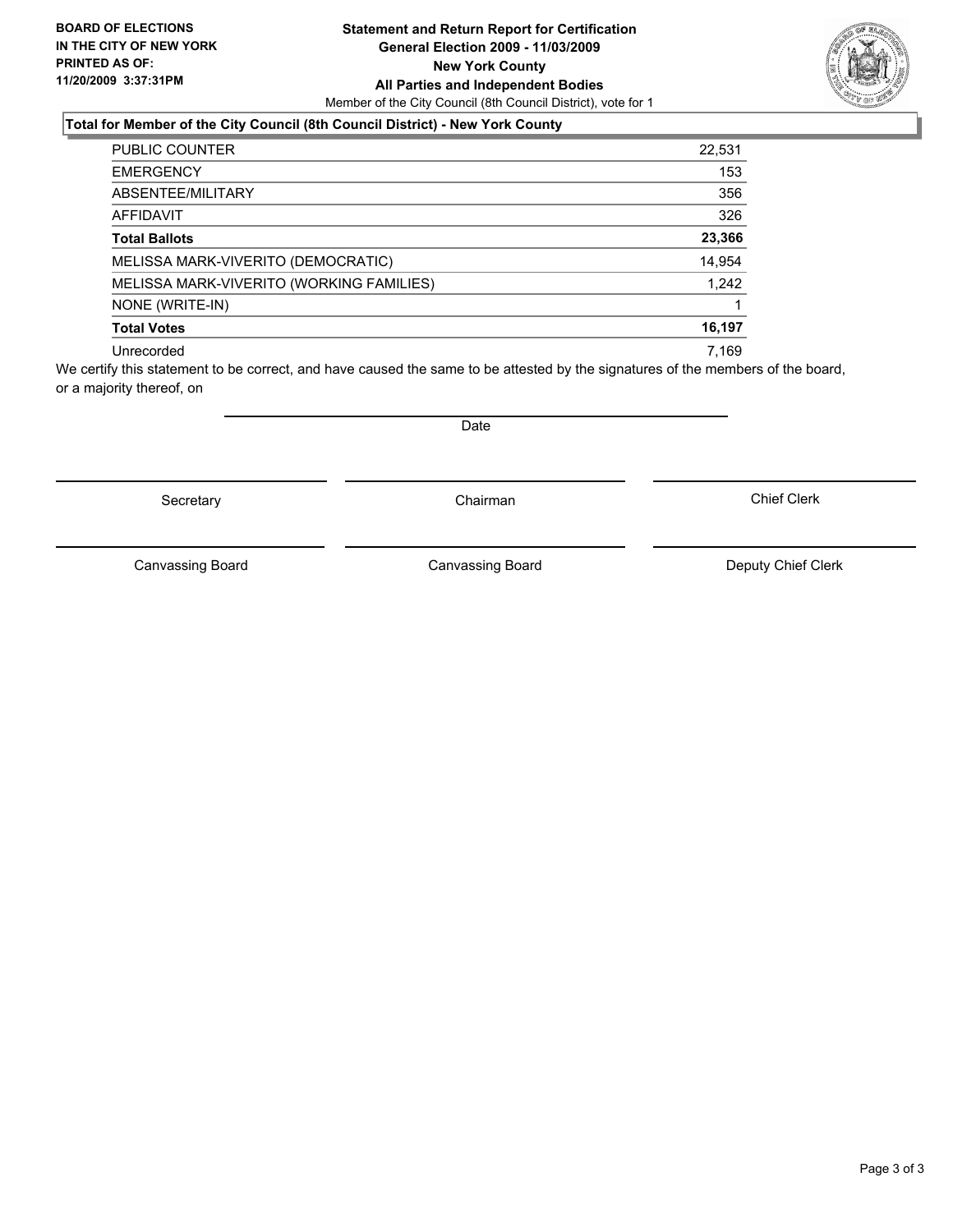**BOARD OF ELECTIONS IN THE CITY OF NEW YORK PRINTED AS OF: 11/20/2009 3:37:31PM**

**Statement and Return Report for Certification**
**General Election 2009 - 11/03/2009**
**New York County**
**All Parties and Independent Bodies**
Member of the City Council (8th Council District), vote for 1

### Total for Member of the City Council (8th Council District) - New York County

| | |
|---|---|
| PUBLIC COUNTER | 22,531 |
| EMERGENCY | 153 |
| ABSENTEE/MILITARY | 356 |
| AFFIDAVIT | 326 |
| **Total Ballots** | **23,366** |
| MELISSA MARK-VIVERITO (DEMOCRATIC) | 14,954 |
| MELISSA MARK-VIVERITO (WORKING FAMILIES) | 1,242 |
| NONE (WRITE-IN) | 1 |
| **Total Votes** | **16,197** |
| Unrecorded | 7,169 |

We certify this statement to be correct, and have caused the same to be attested by the signatures of the members of the board, or a majority thereof, on

Date

Secretary

Chairman

Chief Clerk

Canvassing Board

Canvassing Board

Deputy Chief Clerk